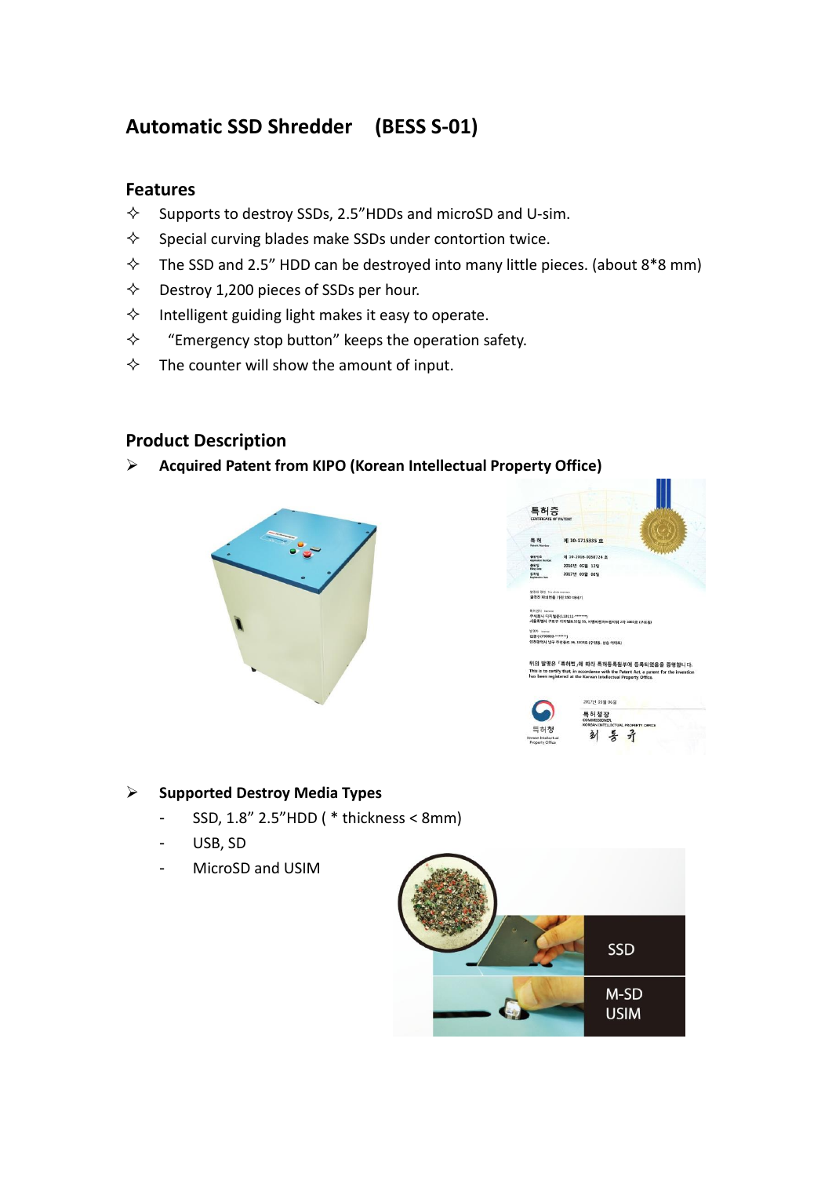## Automatic SSD Shredder (BESS S-01)

### Features

- ✧ Supports to destroy SSDs, 2.5"HDDs and microSD and U-sim.
- ✧ Special curving blades make SSDs under contortion twice.
- ✧ The SSD and 2.5" HDD can be destroyed into many little pieces. (about 8*8 mm)
- ✧ Destroy 1,200 pieces of SSDs per hour.
- ✧ Intelligent guiding light makes it easy to operate.
- ✧ "Emergency stop button" keeps the operation safety.
- ✧ The counter will show the amount of input.

### Product Description

- **Acquired Patent from KIPO (Korean Intellectual Property Office)**

- **Supported Destroy Media Types**
  - SSD, 1.8" 2.5"HDD ( * thickness < 8mm)
  - USB, SD
  - MicroSD and USIM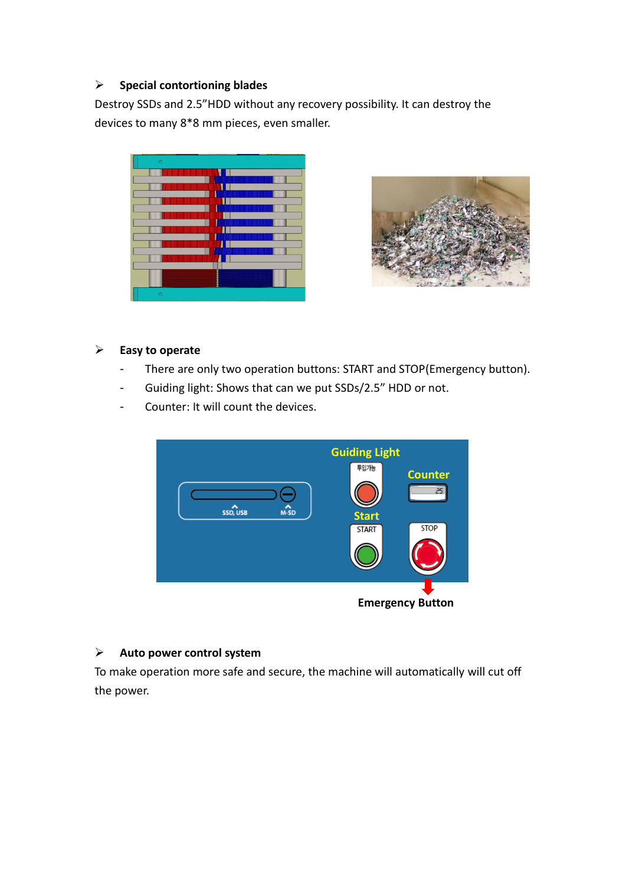- **Special contortioning blades**

Destroy SSDs and 2.5"HDD without any recovery possibility. It can destroy the devices to many 8*8 mm pieces, even smaller.

- **Easy to operate**
  - There are only two operation buttons: START and STOP(Emergency button).
  - Guiding light: Shows that can we put SSDs/2.5" HDD or not.
  - Counter: It will count the devices.

- **Auto power control system**

To make operation more safe and secure, the machine will automatically will cut off the power.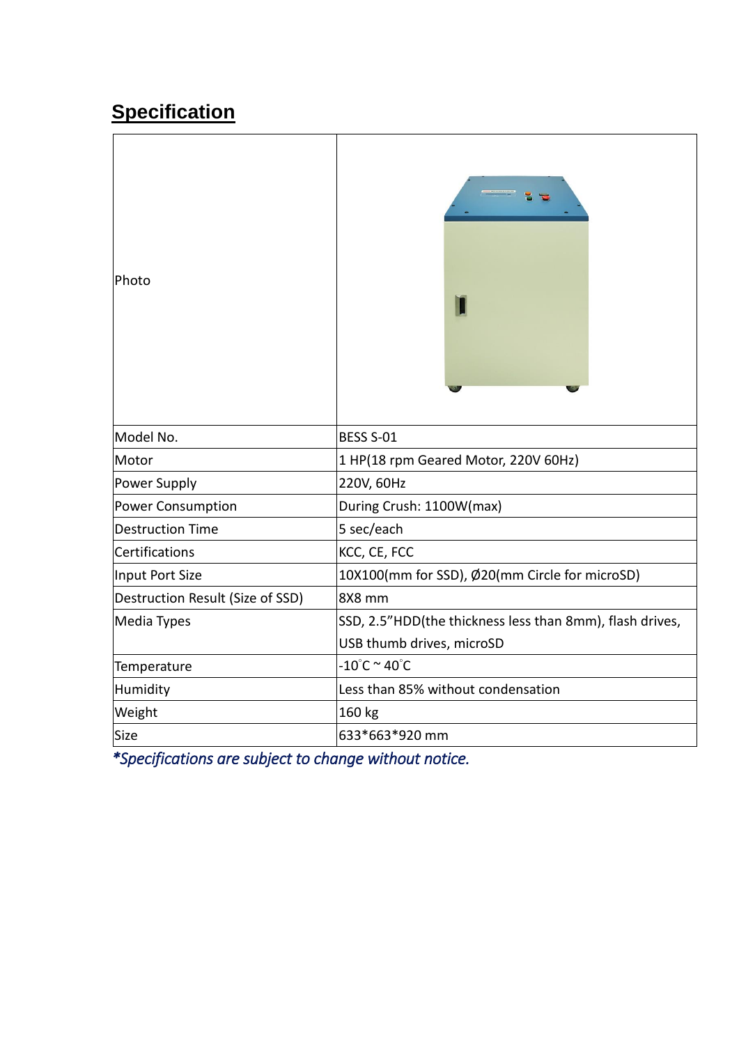## Specification

| | |
|---|---|
| Photo | |
| Model No. | BESS S-01 |
| Motor | 1 HP(18 rpm Geared Motor, 220V 60Hz) |
| Power Supply | 220V, 60Hz |
| Power Consumption | During Crush: 1100W(max) |
| Destruction Time | 5 sec/each |
| Certifications | KCC, CE, FCC |
| Input Port Size | 10X100(mm for SSD), Ø20(mm Circle for microSD) |
| Destruction Result (Size of SSD) | 8X8 mm |
| Media Types | SSD, 2.5”HDD(the thickness less than 8mm), flash drives, USB thumb drives, microSD |
| Temperature | -10˚C ~ 40˚C |
| Humidity | Less than 85% without condensation |
| Weight | 160 kg |
| Size | 633*663*920 mm |

*\*Specifications are subject to change without notice.*